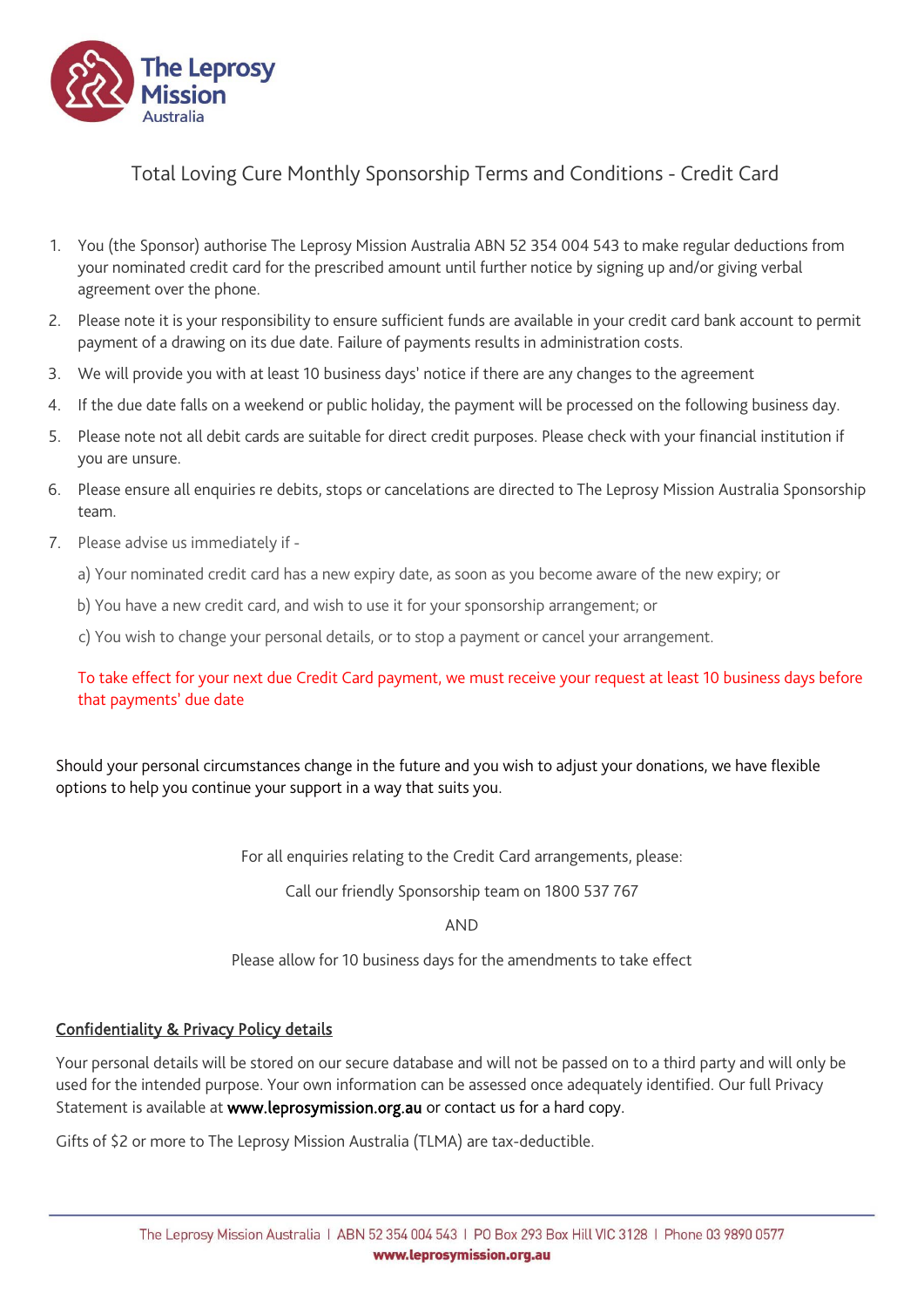The Leprosy Mission Australia

# Total Loving Cure Monthly Sponsorship Terms and Conditions - Credit Card

1. You (the Sponsor) authorise The Leprosy Mission Australia ABN 52 354 004 543 to make regular deductions from your nominated credit card for the prescribed amount until further notice by signing up and/or giving verbal agreement over the phone.
2. Please note it is your responsibility to ensure sufficient funds are available in your credit card bank account to permit payment of a drawing on its due date. Failure of payments results in administration costs.
3. We will provide you with at least 10 business days' notice if there are any changes to the agreement
4. If the due date falls on a weekend or public holiday, the payment will be processed on the following business day.
5. Please note not all debit cards are suitable for direct credit purposes. Please check with your financial institution if you are unsure.
6. Please ensure all enquiries re debits, stops or cancelations are directed to The Leprosy Mission Australia Sponsorship team.
7. Please advise us immediately if -

   a) Your nominated credit card has a new expiry date, as soon as you become aware of the new expiry; or

   b) You have a new credit card, and wish to use it for your sponsorship arrangement; or

   c) You wish to change your personal details, or to stop a payment or cancel your arrangement.

   To take effect for your next due Credit Card payment, we must receive your request at least 10 business days before that payments' due date

Should your personal circumstances change in the future and you wish to adjust your donations, we have flexible options to help you continue your support in a way that suits you.

For all enquiries relating to the Credit Card arrangements, please:

Call our friendly Sponsorship team on 1800 537 767

AND

Please allow for 10 business days for the amendments to take effect

## Confidentiality & Privacy Policy details

Your personal details will be stored on our secure database and will not be passed on to a third party and will only be used for the intended purpose. Your own information can be assessed once adequately identified. Our full Privacy Statement is available at www.leprosymission.org.au or contact us for a hard copy.

Gifts of $2 or more to The Leprosy Mission Australia (TLMA) are tax-deductible.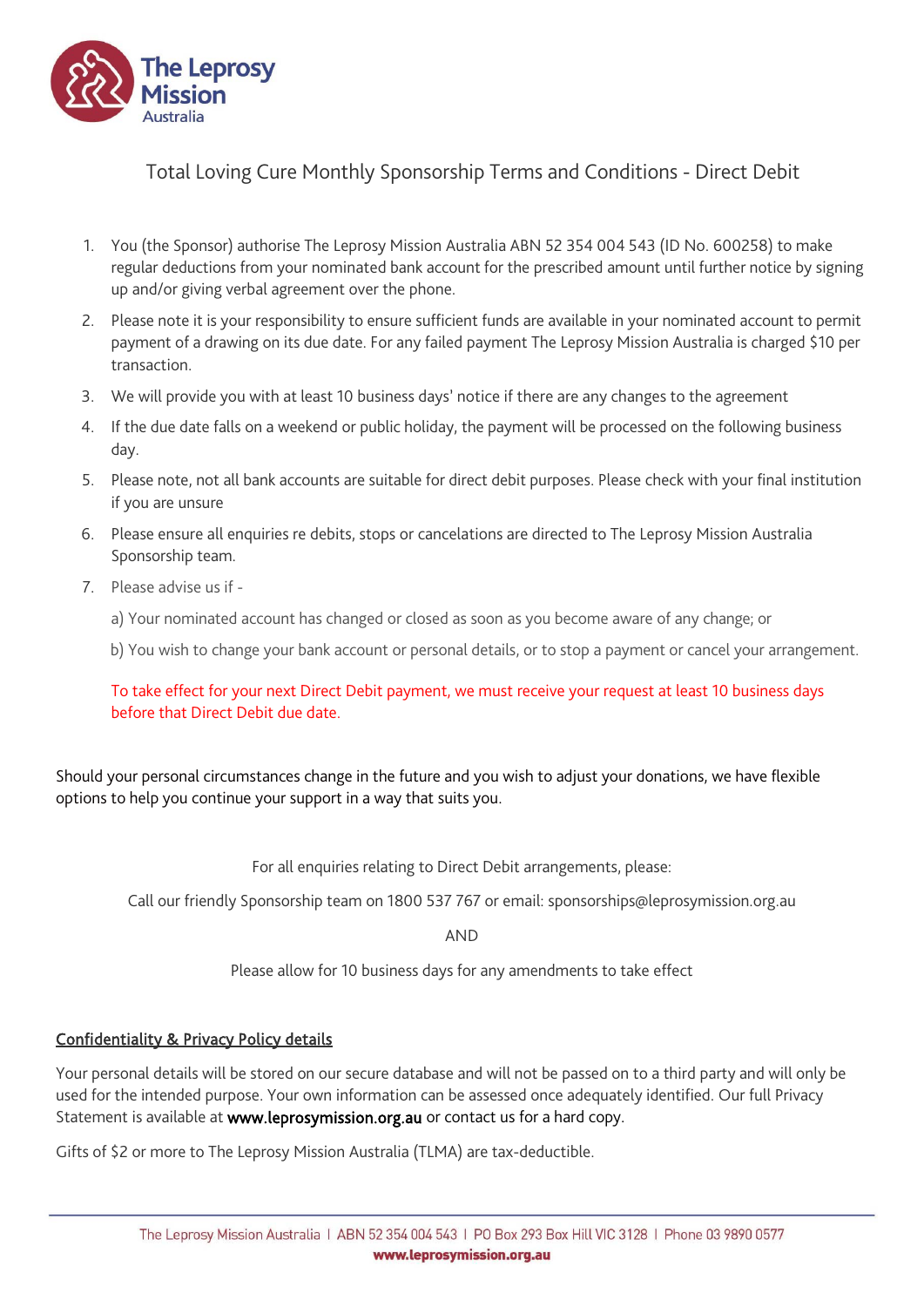The Leprosy Mission Australia

# Total Loving Cure Monthly Sponsorship Terms and Conditions - Direct Debit

1. You (the Sponsor) authorise The Leprosy Mission Australia ABN 52 354 004 543 (ID No. 600258) to make regular deductions from your nominated bank account for the prescribed amount until further notice by signing up and/or giving verbal agreement over the phone.
2. Please note it is your responsibility to ensure sufficient funds are available in your nominated account to permit payment of a drawing on its due date. For any failed payment The Leprosy Mission Australia is charged $10 per transaction.
3. We will provide you with at least 10 business days' notice if there are any changes to the agreement
4. If the due date falls on a weekend or public holiday, the payment will be processed on the following business day.
5. Please note, not all bank accounts are suitable for direct debit purposes. Please check with your final institution if you are unsure
6. Please ensure all enquiries re debits, stops or cancelations are directed to The Leprosy Mission Australia Sponsorship team.
7. Please advise us if -

   a) Your nominated account has changed or closed as soon as you become aware of any change; or

   b) You wish to change your bank account or personal details, or to stop a payment or cancel your arrangement.

   To take effect for your next Direct Debit payment, we must receive your request at least 10 business days before that Direct Debit due date.

Should your personal circumstances change in the future and you wish to adjust your donations, we have flexible options to help you continue your support in a way that suits you.

For all enquiries relating to Direct Debit arrangements, please:

Call our friendly Sponsorship team on 1800 537 767 or email: sponsorships@leprosymission.org.au

AND

Please allow for 10 business days for any amendments to take effect

## Confidentiality & Privacy Policy details

Your personal details will be stored on our secure database and will not be passed on to a third party and will only be used for the intended purpose. Your own information can be assessed once adequately identified. Our full Privacy Statement is available at www.leprosymission.org.au or contact us for a hard copy.

Gifts of $2 or more to The Leprosy Mission Australia (TLMA) are tax-deductible.

The Leprosy Mission Australia | ABN 52 354 004 543 | PO Box 293 Box Hill VIC 3128 | Phone 03 9890 0577
www.leprosymission.org.au